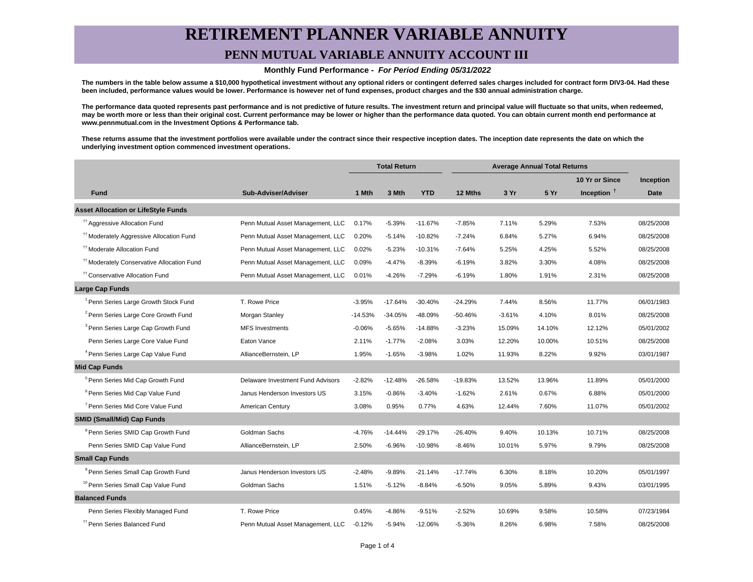# RETIREMENT PLANNER VARIABLE ANNUITY

## PENN MUTUAL VARIABLE ANNUITY ACCOUNT III

**Monthly Fund Performance - *For Period Ending 05/31/2022***

**The numbers in the table below assume a $10,000 hypothetical investment without any optional riders or contingent deferred sales charges included for contract form DIV3-04. Had these been included, performance values would be lower. Performance is however net of fund expenses, product charges and the $30 annual administration charge.**

**The performance data quoted represents past performance and is not predictive of future results. The investment return and principal value will fluctuate so that units, when redeemed, may be worth more or less than their original cost. Current performance may be lower or higher than the performance data quoted. You can obtain current month end performance at www.pennmutual.com in the Investment Options & Performance tab.**

**These returns assume that the investment portfolios were available under the contract since their respective inception dates. The inception date represents the date on which the underlying investment option commenced investment operations.**

| | | Total Return | | | Average Annual Total Returns | | | | |
|---|---|---|---|---|---|---|---|---|---|
| Fund | Sub-Adviser/Adviser | 1 Mth | 3 Mth | YTD | 12 Mths | 3 Yr | 5 Yr | 10 Yr or Since Inception † | Inception Date |
| **Asset Allocation or LifeStyle Funds** | | | | | | | | | |
| †† Aggressive Allocation Fund | Penn Mutual Asset Management, LLC | 0.17% | -5.39% | -11.67% | -7.85% | 7.11% | 5.29% | 7.53% | 08/25/2008 |
| †† Moderately Aggressive Allocation Fund | Penn Mutual Asset Management, LLC | 0.20% | -5.14% | -10.82% | -7.24% | 6.84% | 5.27% | 6.94% | 08/25/2008 |
| †† Moderate Allocation Fund | Penn Mutual Asset Management, LLC | 0.02% | -5.23% | -10.31% | -7.64% | 5.25% | 4.25% | 5.52% | 08/25/2008 |
| †† Moderately Conservative Allocation Fund | Penn Mutual Asset Management, LLC | 0.09% | -4.47% | -8.39% | -6.19% | 3.82% | 3.30% | 4.08% | 08/25/2008 |
| †† Conservative Allocation Fund | Penn Mutual Asset Management, LLC | 0.01% | -4.26% | -7.29% | -6.19% | 1.80% | 1.91% | 2.31% | 08/25/2008 |
| **Large Cap Funds** | | | | | | | | | |
| [1] Penn Series Large Growth Stock Fund | T. Rowe Price | -3.95% | -17.64% | -30.40% | -24.29% | 7.44% | 8.56% | 11.77% | 06/01/1983 |
| [2] Penn Series Large Core Growth Fund | Morgan Stanley | -14.53% | -34.05% | -48.09% | -50.46% | -3.61% | 4.10% | 8.01% | 08/25/2008 |
| [3] Penn Series Large Cap Growth Fund | MFS Investments | -0.06% | -5.65% | -14.88% | -3.23% | 15.09% | 14.10% | 12.12% | 05/01/2002 |
| Penn Series Large Core Value Fund | Eaton Vance | 2.11% | -1.77% | -2.08% | 3.03% | 12.20% | 10.00% | 10.51% | 08/25/2008 |
| [4] Penn Series Large Cap Value Fund | AllianceBernstein, LP | 1.95% | -1.65% | -3.98% | 1.02% | 11.93% | 8.22% | 9.92% | 03/01/1987 |
| **Mid Cap Funds** | | | | | | | | | |
| [5] Penn Series Mid Cap Growth Fund | Delaware Investment Fund Advisors | -2.82% | -12.48% | -26.58% | -19.83% | 13.52% | 13.96% | 11.89% | 05/01/2000 |
| [6] Penn Series Mid Cap Value Fund | Janus Henderson Investors US | 3.15% | -0.86% | -3.40% | -1.62% | 2.61% | 0.67% | 6.88% | 05/01/2000 |
| [7] Penn Series Mid Core Value Fund | American Century | 3.08% | 0.95% | 0.77% | 4.63% | 12.44% | 7.60% | 11.07% | 05/01/2002 |
| **SMID (Small/Mid) Cap Funds** | | | | | | | | | |
| [8] Penn Series SMID Cap Growth Fund | Goldman Sachs | -4.76% | -14.44% | -29.17% | -26.40% | 9.40% | 10.13% | 10.71% | 08/25/2008 |
| Penn Series SMID Cap Value Fund | AllianceBernstein, LP | 2.50% | -6.96% | -10.98% | -8.46% | 10.01% | 5.97% | 9.79% | 08/25/2008 |
| **Small Cap Funds** | | | | | | | | | |
| [9] Penn Series Small Cap Growth Fund | Janus Henderson Investors US | -2.48% | -9.89% | -21.14% | -17.74% | 6.30% | 8.18% | 10.20% | 05/01/1997 |
| [10] Penn Series Small Cap Value Fund | Goldman Sachs | 1.51% | -5.12% | -8.84% | -6.50% | 9.05% | 5.89% | 9.43% | 03/01/1995 |
| **Balanced Funds** | | | | | | | | | |
| Penn Series Flexibly Managed Fund | T. Rowe Price | 0.45% | -4.86% | -9.51% | -2.52% | 10.69% | 9.58% | 10.58% | 07/23/1984 |
| †† Penn Series Balanced Fund | Penn Mutual Asset Management, LLC | -0.12% | -5.94% | -12.06% | -5.36% | 8.26% | 6.98% | 7.58% | 08/25/2008 |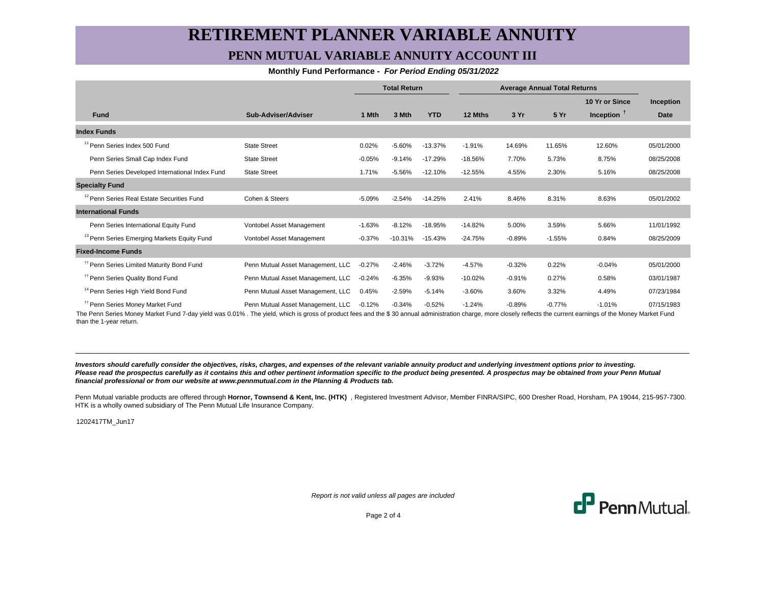# RETIREMENT PLANNER VARIABLE ANNUITY

## PENN MUTUAL VARIABLE ANNUITY ACCOUNT III

**Monthly Fund Performance -** ***For Period Ending 05/31/2022***

| | | Total Return | | | Average Annual Total Returns | | | | |
|---|---|---|---|---|---|---|---|---|---|
| **Fund** | **Sub-Adviser/Adviser** | **1 Mth** | **3 Mth** | **YTD** | **12 Mths** | **3 Yr** | **5 Yr** | **10 Yr or Since Inception** † | **Inception Date** |
| **Index Funds** | | | | | | | | | |
| [11] Penn Series Index 500 Fund | State Street | 0.02% | -5.60% | -13.37% | -1.91% | 14.69% | 11.65% | 12.60% | 05/01/2000 |
| Penn Series Small Cap Index Fund | State Street | -0.05% | -9.14% | -17.29% | -18.56% | 7.70% | 5.73% | 8.75% | 08/25/2008 |
| Penn Series Developed International Index Fund | State Street | 1.71% | -5.56% | -12.10% | -12.55% | 4.55% | 2.30% | 5.16% | 08/25/2008 |
| **Specialty Fund** | | | | | | | | | |
| [12] Penn Series Real Estate Securities Fund | Cohen & Steers | -5.09% | -2.54% | -14.25% | 2.41% | 8.46% | 8.31% | 8.63% | 05/01/2002 |
| **International Funds** | | | | | | | | | |
| Penn Series International Equity Fund | Vontobel Asset Management | -1.63% | -8.12% | -18.95% | -14.82% | 5.00% | 3.59% | 5.66% | 11/01/1992 |
| [13] Penn Series Emerging Markets Equity Fund | Vontobel Asset Management | -0.37% | -10.31% | -15.43% | -24.75% | -0.89% | -1.55% | 0.84% | 08/25/2009 |
| **Fixed-Income Funds** | | | | | | | | | |
| †† Penn Series Limited Maturity Bond Fund | Penn Mutual Asset Management, LLC | -0.27% | -2.46% | -3.72% | -4.57% | -0.32% | 0.22% | -0.04% | 05/01/2000 |
| †† Penn Series Quality Bond Fund | Penn Mutual Asset Management, LLC | -0.24% | -6.35% | -9.93% | -10.02% | -0.91% | 0.27% | 0.58% | 03/01/1987 |
| [14] Penn Series High Yield Bond Fund | Penn Mutual Asset Management, LLC | 0.45% | -2.59% | -5.14% | -3.60% | 3.60% | 3.32% | 4.49% | 07/23/1984 |
| †† Penn Series Money Market Fund | Penn Mutual Asset Management, LLC | -0.12% | -0.34% | -0.52% | -1.24% | -0.89% | -0.77% | -1.01% | 07/15/1983 |

The Penn Series Money Market Fund 7-day yield was 0.01% . The yield, which is gross of product fees and the $ 30 annual administration charge, more closely reflects the current earnings of the Money Market Fund than the 1-year return.

***Investors should carefully consider the objectives, risks, charges, and expenses of the relevant variable annuity product and underlying investment options prior to investing. Please read the prospectus carefully as it contains this and other pertinent information specific to the product being presented. A prospectus may be obtained from your Penn Mutual financial professional or from our website at www.pennmutual.com in the Planning & Products tab.***

Penn Mutual variable products are offered through **Hornor, Townsend & Kent, Inc. (HTK)** , Registered Investment Advisor, Member FINRA/SIPC, 600 Dresher Road, Horsham, PA 19044, 215-957-7300. HTK is a wholly owned subsidiary of The Penn Mutual Life Insurance Company.

1202417TM_Jun17

*Report is not valid unless all pages are included*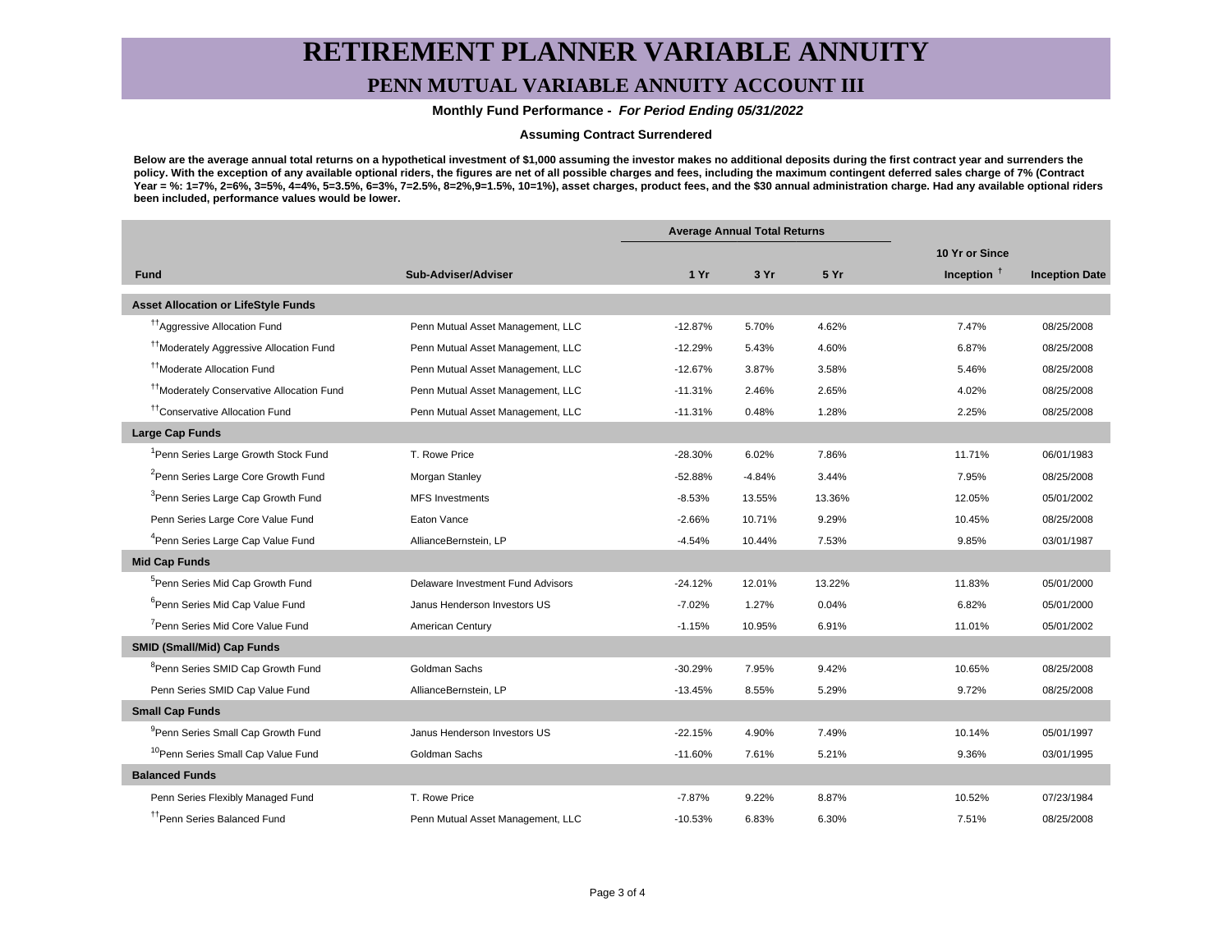# RETIREMENT PLANNER VARIABLE ANNUITY

## PENN MUTUAL VARIABLE ANNUITY ACCOUNT III

**Monthly Fund Performance -** ***For Period Ending 05/31/2022***

**Assuming Contract Surrendered**

**Below are the average annual total returns on a hypothetical investment of $1,000 assuming the investor makes no additional deposits during the first contract year and surrenders the policy. With the exception of any available optional riders, the figures are net of all possible charges and fees, including the maximum contingent deferred sales charge of 7% (Contract Year = %: 1=7%, 2=6%, 3=5%, 4=4%, 5=3.5%, 6=3%, 7=2.5%, 8=2%,9=1.5%, 10=1%), asset charges, product fees, and the $30 annual administration charge. Had any available optional riders been included, performance values would be lower.**

| | | Average Annual Total Returns | | | | |
|---|---|---|---|---|---|---|
| **Fund** | **Sub-Adviser/Adviser** | **1 Yr** | **3 Yr** | **5 Yr** | **10 Yr or Since Inception †** | **Inception Date** |
| **Asset Allocation or LifeStyle Funds** | | | | | | |
| [††]Aggressive Allocation Fund | Penn Mutual Asset Management, LLC | -12.87% | 5.70% | 4.62% | 7.47% | 08/25/2008 |
| [††]Moderately Aggressive Allocation Fund | Penn Mutual Asset Management, LLC | -12.29% | 5.43% | 4.60% | 6.87% | 08/25/2008 |
| [††]Moderate Allocation Fund | Penn Mutual Asset Management, LLC | -12.67% | 3.87% | 3.58% | 5.46% | 08/25/2008 |
| [††]Moderately Conservative Allocation Fund | Penn Mutual Asset Management, LLC | -11.31% | 2.46% | 2.65% | 4.02% | 08/25/2008 |
| [††]Conservative Allocation Fund | Penn Mutual Asset Management, LLC | -11.31% | 0.48% | 1.28% | 2.25% | 08/25/2008 |
| **Large Cap Funds** | | | | | | |
| [1]Penn Series Large Growth Stock Fund | T. Rowe Price | -28.30% | 6.02% | 7.86% | 11.71% | 06/01/1983 |
| [2]Penn Series Large Core Growth Fund | Morgan Stanley | -52.88% | -4.84% | 3.44% | 7.95% | 08/25/2008 |
| [3]Penn Series Large Cap Growth Fund | MFS Investments | -8.53% | 13.55% | 13.36% | 12.05% | 05/01/2002 |
| Penn Series Large Core Value Fund | Eaton Vance | -2.66% | 10.71% | 9.29% | 10.45% | 08/25/2008 |
| [4]Penn Series Large Cap Value Fund | AllianceBernstein, LP | -4.54% | 10.44% | 7.53% | 9.85% | 03/01/1987 |
| **Mid Cap Funds** | | | | | | |
| [5]Penn Series Mid Cap Growth Fund | Delaware Investment Fund Advisors | -24.12% | 12.01% | 13.22% | 11.83% | 05/01/2000 |
| [6]Penn Series Mid Cap Value Fund | Janus Henderson Investors US | -7.02% | 1.27% | 0.04% | 6.82% | 05/01/2000 |
| [7]Penn Series Mid Core Value Fund | American Century | -1.15% | 10.95% | 6.91% | 11.01% | 05/01/2002 |
| **SMID (Small/Mid) Cap Funds** | | | | | | |
| [8]Penn Series SMID Cap Growth Fund | Goldman Sachs | -30.29% | 7.95% | 9.42% | 10.65% | 08/25/2008 |
| Penn Series SMID Cap Value Fund | AllianceBernstein, LP | -13.45% | 8.55% | 5.29% | 9.72% | 08/25/2008 |
| **Small Cap Funds** | | | | | | |
| [9]Penn Series Small Cap Growth Fund | Janus Henderson Investors US | -22.15% | 4.90% | 7.49% | 10.14% | 05/01/1997 |
| [10]Penn Series Small Cap Value Fund | Goldman Sachs | -11.60% | 7.61% | 5.21% | 9.36% | 03/01/1995 |
| **Balanced Funds** | | | | | | |
| Penn Series Flexibly Managed Fund | T. Rowe Price | -7.87% | 9.22% | 8.87% | 10.52% | 07/23/1984 |
| [††]Penn Series Balanced Fund | Penn Mutual Asset Management, LLC | -10.53% | 6.83% | 6.30% | 7.51% | 08/25/2008 |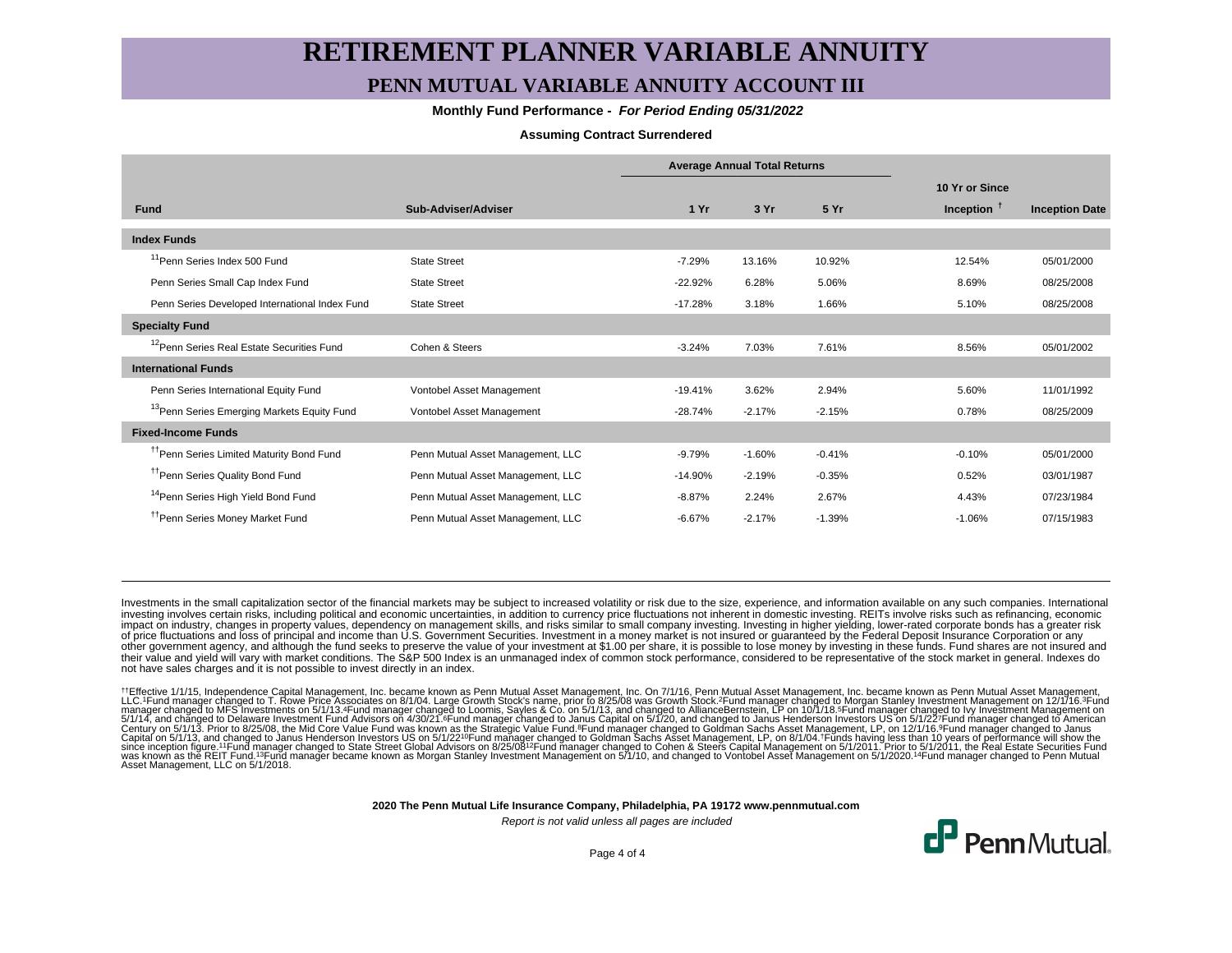# RETIREMENT PLANNER VARIABLE ANNUITY

## PENN MUTUAL VARIABLE ANNUITY ACCOUNT III

**Monthly Fund Performance - *For Period Ending 05/31/2022***

**Assuming Contract Surrendered**

| | | Average Annual Total Returns | | | | |
|---|---|---|---|---|---|---|
| **Fund** | **Sub-Adviser/Adviser** | **1 Yr** | **3 Yr** | **5 Yr** | **10 Yr or Since Inception †** | **Inception Date** |
| **Index Funds** | | | | | | |
| [11]Penn Series Index 500 Fund | State Street | -7.29% | 13.16% | 10.92% | 12.54% | 05/01/2000 |
| Penn Series Small Cap Index Fund | State Street | -22.92% | 6.28% | 5.06% | 8.69% | 08/25/2008 |
| Penn Series Developed International Index Fund | State Street | -17.28% | 3.18% | 1.66% | 5.10% | 08/25/2008 |
| **Specialty Fund** | | | | | | |
| [12]Penn Series Real Estate Securities Fund | Cohen & Steers | -3.24% | 7.03% | 7.61% | 8.56% | 05/01/2002 |
| **International Funds** | | | | | | |
| Penn Series International Equity Fund | Vontobel Asset Management | -19.41% | 3.62% | 2.94% | 5.60% | 11/01/1992 |
| [13]Penn Series Emerging Markets Equity Fund | Vontobel Asset Management | -28.74% | -2.17% | -2.15% | 0.78% | 08/25/2009 |
| **Fixed-Income Funds** | | | | | | |
| ††Penn Series Limited Maturity Bond Fund | Penn Mutual Asset Management, LLC | -9.79% | -1.60% | -0.41% | -0.10% | 05/01/2000 |
| ††Penn Series Quality Bond Fund | Penn Mutual Asset Management, LLC | -14.90% | -2.19% | -0.35% | 0.52% | 03/01/1987 |
| [14]Penn Series High Yield Bond Fund | Penn Mutual Asset Management, LLC | -8.87% | 2.24% | 2.67% | 4.43% | 07/23/1984 |
| ††Penn Series Money Market Fund | Penn Mutual Asset Management, LLC | -6.67% | -2.17% | -1.39% | -1.06% | 07/15/1983 |

Investments in the small capitalization sector of the financial markets may be subject to increased volatility or risk due to the size, experience, and information available on any such companies. International investing involves certain risks, including political and economic uncertainties, in addition to currency price fluctuations not inherent in domestic investing. REITs involve risks such as refinancing, economic impact on industry, changes in property values, dependency on management skills, and risks similar to small company investing. Investing in higher yielding, lower-rated corporate bonds has a greater risk of price fluctuations and loss of principal and income than U.S. Government Securities. Investment in a money market is not insured or guaranteed by the Federal Deposit Insurance Corporation or any other government agency, and although the fund seeks to preserve the value of your investment at $1.00 per share, it is possible to lose money by investing in these funds. Fund shares are not insured and their value and yield will vary with market conditions. The S&P 500 Index is an unmanaged index of common stock performance, considered to be representative of the stock market in general. Indexes do not have sales charges and it is not possible to invest directly in an index.

††Effective 1/1/15, Independence Capital Management, Inc. became known as Penn Mutual Asset Management, Inc. On 7/1/16, Penn Mutual Asset Management, Inc. became known as Penn Mutual Asset Management, LLC.[1]Fund manager changed to T. Rowe Price Associates on 8/1/04. Large Growth Stock's name, prior to 8/25/08 was Growth Stock.[2]Fund manager changed to Morgan Stanley Investment Management on 12/1/16.[3]Fund manager changed to MFS Investments on 5/1/13.[4]Fund manager changed to Loomis, Sayles & Co. on 5/1/13, and changed to AllianceBernstein, LP on 10/1/18.[5]Fund manager changed to Ivy Investment Management on 5/1/14, and changed to Delaware Investment Fund Advisors on 4/30/21.[6]Fund manager changed to Janus Capital on 5/1/20, and changed to Janus Henderson Investors US on 5/1/22[7]Fund manager changed to American Century on 5/1/13. Prior to 8/25/08, the Mid Core Value Fund was known as the Strategic Value Fund.[8]Fund manager changed to Goldman Sachs Asset Management, LP, on 12/1/16.[9]Fund manager changed to Janus Capital on 5/1/13, and changed to Janus Henderson Investors US on 5/1/22[10]Fund manager changed to Goldman Sachs Asset Management, LP, on 8/1/04.†Funds having less than 10 years of performance will show the since inception figure.[11]Fund manager changed to State Street Global Advisors on 8/25/08[12]Fund manager changed to Cohen & Steers Capital Management on 5/1/2011. Prior to 5/1/2011, the Real Estate Securities Fund was known as the REIT Fund.[13]Fund manager became known as Morgan Stanley Investment Management on 5/1/10, and changed to Vontobel Asset Management on 5/1/2020.[14]Fund manager changed to Penn Mutual Asset Management, LLC on 5/1/2018.

**2020 The Penn Mutual Life Insurance Company, Philadelphia, PA 19172 www.pennmutual.com**

*Report is not valid unless all pages are included*

Penn Mutual